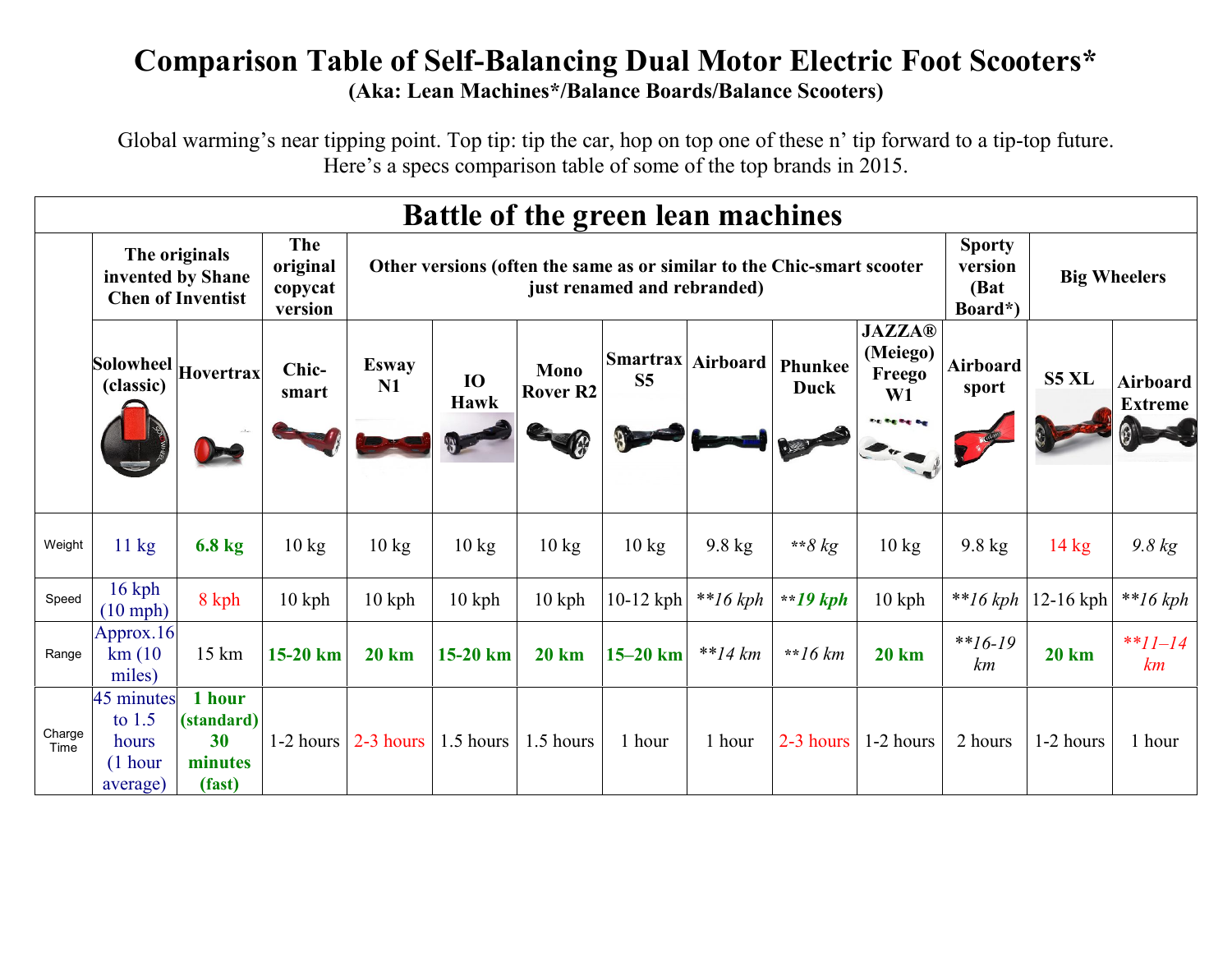# Comparison Table of Self-Balancing Dual Motor Electric Foot Scooters*

### (Aka: Lean Machines*/Balance Boards/Balance Scooters)

Global warming's near tipping point. Top tip: tip the car, hop on top one of these n' tip forward to a tip-top future. Here's a specs comparison table of some of the top brands in 2015.

## Battle of the green lean machines

| | **The originals invented by Shane Chen of Inventist** | | **The original copycat version** | **Other versions (often the same as or similar to the Chic-smart scooter just renamed and rebranded)** | | | | | | | **Sporty version (Bat Board*)** | **Big Wheelers** | |
|---|---|---|---|---|---|---|---|---|---|---|---|---|---|
| | **Solowheel (classic)** | **Hovertrax** | **Chic-smart** | **Esway N1** | **IO Hawk** | **Mono Rover R2** | **Smartrax S5** | **Airboard** | **Phunkee Duck** | **JAZZA® (Meiego) Freego W1** | **Airboard sport** | **S5 XL** | **Airboard Extreme** |
| Weight | 11 kg | **6.8 kg** | 10 kg | 10 kg | 10 kg | 10 kg | 10 kg | 9.8 kg | ***8 kg* | 10 kg | 9.8 kg | 14 kg | *9.8 kg* |
| Speed | 16 kph (10 mph) | 8 kph | 10 kph | 10 kph | 10 kph | 10 kph | 10-12 kph | ***16 kph* | ****19 kph*** | 10 kph | ***16 kph* | 12-16 kph | ***16 kph* |
| Range | Approx.16 km (10 miles) | 15 km | **15-20 km** | **20 km** | **15-20 km** | **20 km** | **15–20 km** | ***14 km* | ***16 km* | **20 km** | ***16-19 km* | **20 km** | ***11–14 km* |
| Charge Time | 45 minutes to 1.5 hours (1 hour average) | **1 hour (standard) 30 minutes (fast)** | 1-2 hours | 2-3 hours | 1.5 hours | 1.5 hours | 1 hour | 1 hour | 2-3 hours | 1-2 hours | 2 hours | 1-2 hours | 1 hour |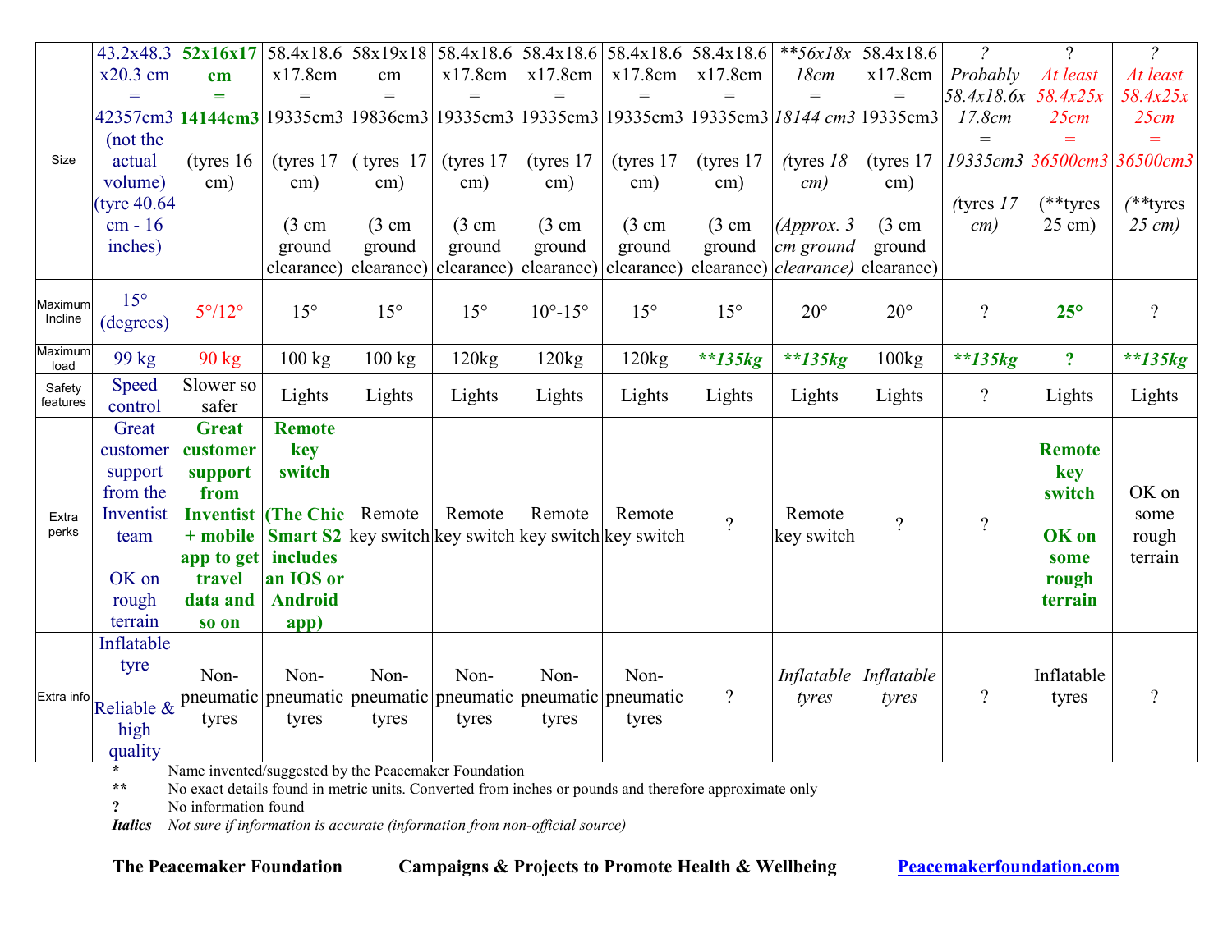| | | | | | | | | | | | | | |
|---|---|---|---|---|---|---|---|---|---|---|---|---|---|
| Size | 43.2x48.3 x20.3 cm = 42357cm3 (not the actual volume) (tyre 40.64 cm - 16 inches) | **52x16x17 cm = 14144cm3** (tyres 16 cm) | 58.4x18.6 x17.8cm = 19335cm3 (tyres 17 cm) (3 cm ground clearance) | 58x19x18 cm = 19836cm3 ( tyres 17 cm) (3 cm ground clearance) | 58.4x18.6 x17.8cm = 19335cm3 (tyres 17 cm) (3 cm ground clearance) | 58.4x18.6 x17.8cm = 19335cm3 (tyres 17 cm) (3 cm ground clearance) | 58.4x18.6 x17.8cm = 19335cm3 (tyres 17 cm) (3 cm ground clearance) | 58.4x18.6 x17.8cm = 19335cm3 (tyres 17 cm) (3 cm ground clearance) | *\*\*56x18x 18cm = 18144 cm3 (tyres 18 cm) (Approx. 3 cm ground clearance)* | 58.4x18.6 x17.8cm = 19335cm3 (tyres 17 cm) (3 cm ground clearance) | *? Probably 58.4x18.6x 17.8cm = 19335cm3 (tyres 17 cm)* | ? At least 58.4x25x 25cm = 36500cm3 (\*\*tyres 25 cm) | *? At least 58.4x25x 25cm = 36500cm3 (\*\*tyres 25 cm)* |
| Maximum Incline | 15° (degrees) | 5°/12° | 15° | 15° | 15° | 10°-15° | 15° | 15° | 20° | 20° | ? | **25°** | ? |
| Maximum load | 99 kg | 90 kg | 100 kg | 100 kg | 120kg | 120kg | 120kg | ***\*\*135kg*** | ***\*\*135kg*** | 100kg | ***\*\*135kg*** | **?** | ***\*\*135kg*** |
| Safety features | Speed control | Slower so safer | Lights | Lights | Lights | Lights | Lights | Lights | Lights | Lights | ? | Lights | Lights |
| Extra perks | Great customer support from the Inventist team<br><br>OK on rough terrain | **Great customer support from Inventist + mobile app to get travel data and so on** | **Remote key switch<br><br>(The Chic Smart S2 includes an IOS or Android app)** | Remote key switch | Remote key switch | Remote key switch | Remote key switch | ? | Remote key switch | ? | ? | **Remote key switch<br><br>OK on some rough terrain** | OK on some rough terrain |
| Extra info | Inflatable tyre<br><br>Reliable & high quality | Non-pneumatic tyres | Non-pneumatic tyres | Non-pneumatic tyres | Non-pneumatic tyres | Non-pneumatic tyres | Non-pneumatic tyres | ? | *Inflatable tyres* | *Inflatable tyres* | ? | Inflatable tyres | ? |

| | |
|---|---|
| * | Name invented/suggested by the Peacemaker Foundation |
| ** | No exact details found in metric units. Converted from inches or pounds and therefore approximate only |
| ? | No information found |
| *Italics* | *Not sure if information is accurate (information from non-official source)* |

**The Peacemaker Foundation** **Campaigns & Projects to Promote Health & Wellbeing** **Peacemakerfoundation.com**